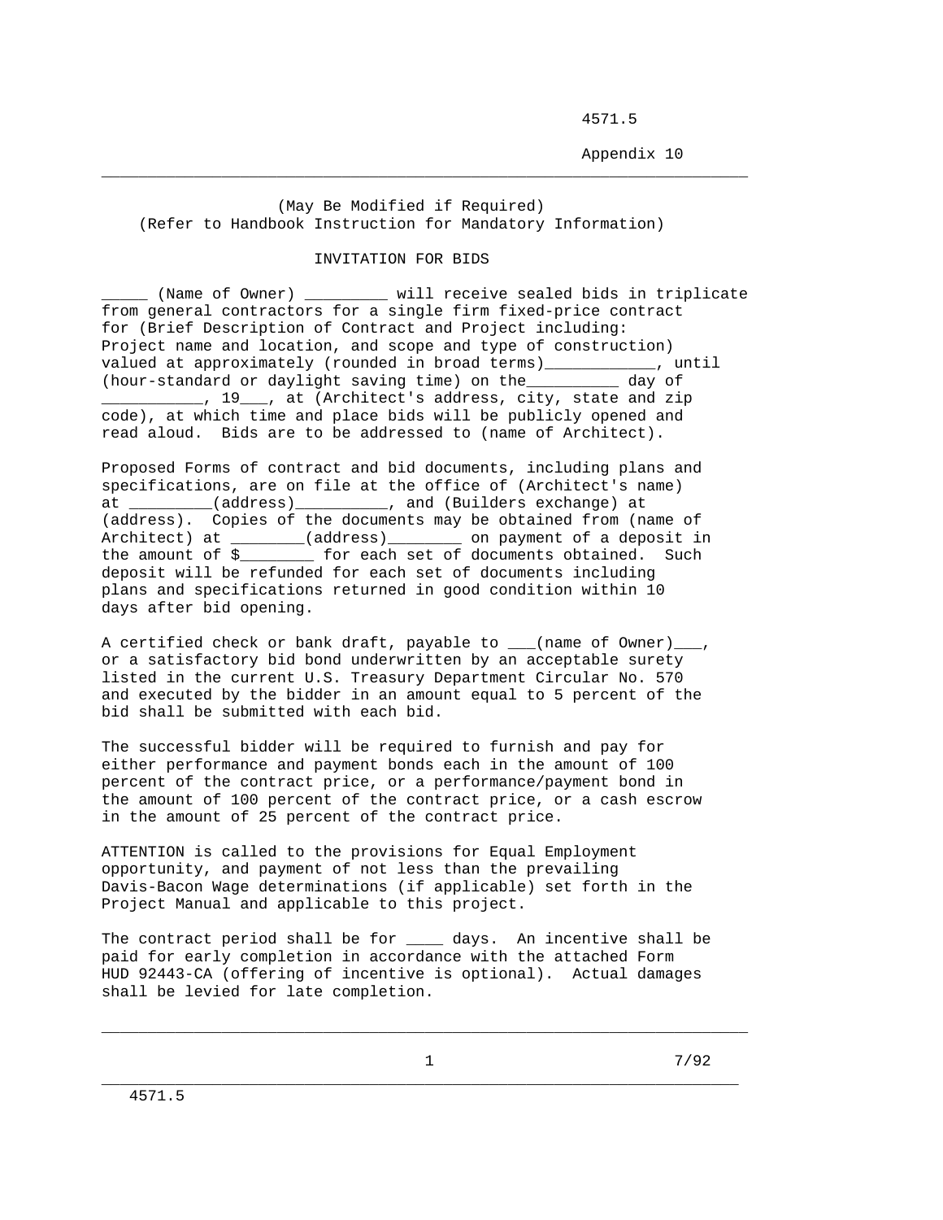(May Be Modified if Required)
(Refer to Handbook Instruction for Mandatory Information)

# INVITATION FOR BIDS

_____ (Name of Owner) _________ will receive sealed bids in triplicate from general contractors for a single firm fixed-price contract for (Brief Description of Contract and Project including: Project name and location, and scope and type of construction) valued at approximately (rounded in broad terms)____________, until (hour-standard or daylight saving time) on the__________ day of ___________, 19___, at (Architect's address, city, state and zip code), at which time and place bids will be publicly opened and read aloud. Bids are to be addressed to (name of Architect).

Proposed Forms of contract and bid documents, including plans and specifications, are on file at the office of (Architect's name) at _________(address)__________, and (Builders exchange) at (address). Copies of the documents may be obtained from (name of Architect) at ________(address)________ on payment of a deposit in the amount of $________ for each set of documents obtained. Such deposit will be refunded for each set of documents including plans and specifications returned in good condition within 10 days after bid opening.

A certified check or bank draft, payable to ___(name of Owner)___, or a satisfactory bid bond underwritten by an acceptable surety listed in the current U.S. Treasury Department Circular No. 570 and executed by the bidder in an amount equal to 5 percent of the bid shall be submitted with each bid.

The successful bidder will be required to furnish and pay for either performance and payment bonds each in the amount of 100 percent of the contract price, or a performance/payment bond in the amount of 100 percent of the contract price, or a cash escrow in the amount of 25 percent of the contract price.

ATTENTION is called to the provisions for Equal Employment opportunity, and payment of not less than the prevailing Davis-Bacon Wage determinations (if applicable) set forth in the Project Manual and applicable to this project.

The contract period shall be for ____ days. An incentive shall be paid for early completion in accordance with the attached Form HUD 92443-CA (offering of incentive is optional). Actual damages shall be levied for late completion.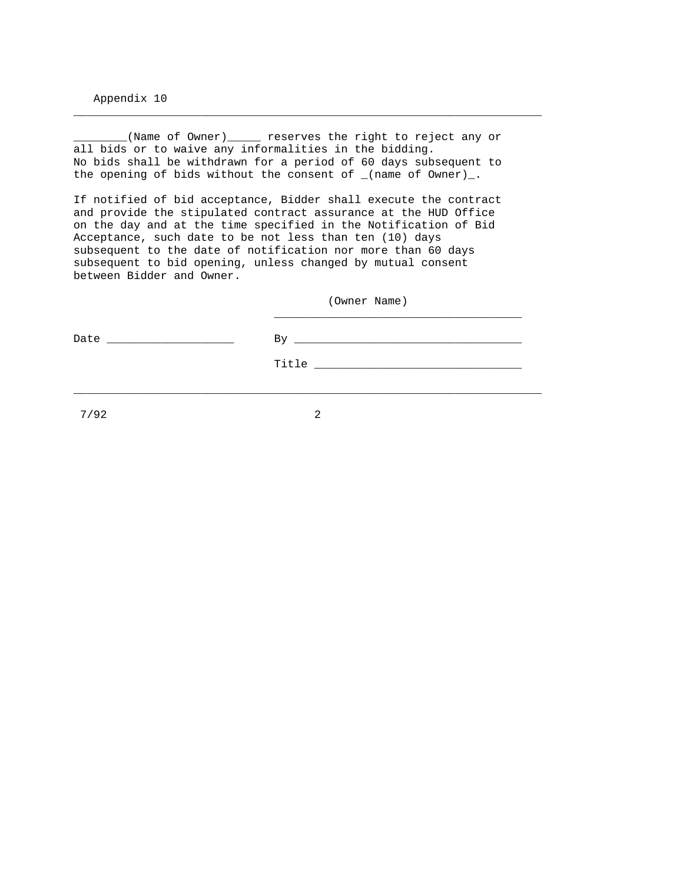Appendix 10

---

________(Name of Owner)_____ reserves the right to reject any or all bids or to waive any informalities in the bidding.
No bids shall be withdrawn for a period of 60 days subsequent to the opening of bids without the consent of _(name of Owner)_.

If notified of bid acceptance, Bidder shall execute the contract and provide the stipulated contract assurance at the HUD Office on the day and at the time specified in the Notification of Bid Acceptance, such date to be not less than ten (10) days subsequent to the date of notification nor more than 60 days subsequent to bid opening, unless changed by mutual consent between Bidder and Owner.

(Owner Name)
_____________________________________

Date ___________________ By __________________________________

Title _______________________________

---

7/92